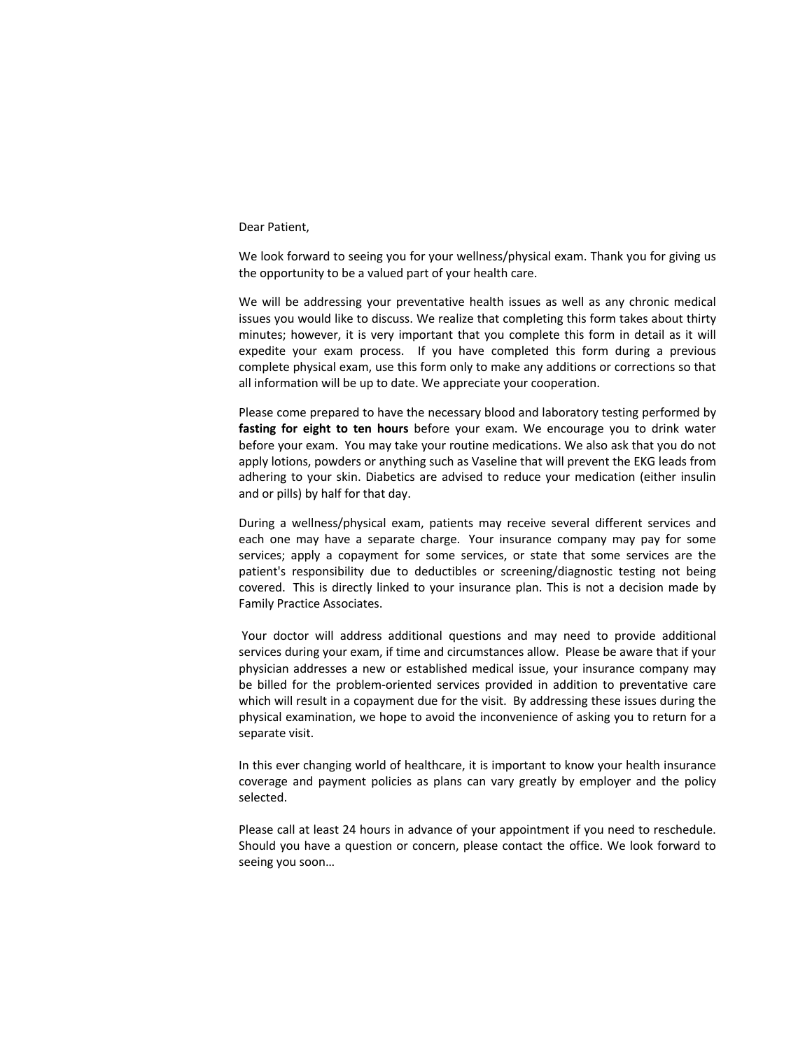Dear Patient,

We look forward to seeing you for your wellness/physical exam. Thank you for giving us the opportunity to be a valued part of your health care.

We will be addressing your preventative health issues as well as any chronic medical issues you would like to discuss. We realize that completing this form takes about thirty minutes; however, it is very important that you complete this form in detail as it will expedite your exam process. If you have completed this form during a previous complete physical exam, use this form only to make any additions or corrections so that all information will be up to date. We appreciate your cooperation.

Please come prepared to have the necessary blood and laboratory testing performed by **fasting for eight to ten hours** before your exam. We encourage you to drink water before your exam. You may take your routine medications. We also ask that you do not apply lotions, powders or anything such as Vaseline that will prevent the EKG leads from adhering to your skin. Diabetics are advised to reduce your medication (either insulin and or pills) by half for that day.

During a wellness/physical exam, patients may receive several different services and each one may have a separate charge. Your insurance company may pay for some services; apply a copayment for some services, or state that some services are the patient's responsibility due to deductibles or screening/diagnostic testing not being covered. This is directly linked to your insurance plan. This is not a decision made by Family Practice Associates.

Your doctor will address additional questions and may need to provide additional services during your exam, if time and circumstances allow. Please be aware that if your physician addresses a new or established medical issue, your insurance company may be billed for the problem-oriented services provided in addition to preventative care which will result in a copayment due for the visit. By addressing these issues during the physical examination, we hope to avoid the inconvenience of asking you to return for a separate visit.

In this ever changing world of healthcare, it is important to know your health insurance coverage and payment policies as plans can vary greatly by employer and the policy selected.

Please call at least 24 hours in advance of your appointment if you need to reschedule. Should you have a question or concern, please contact the office. We look forward to seeing you soon…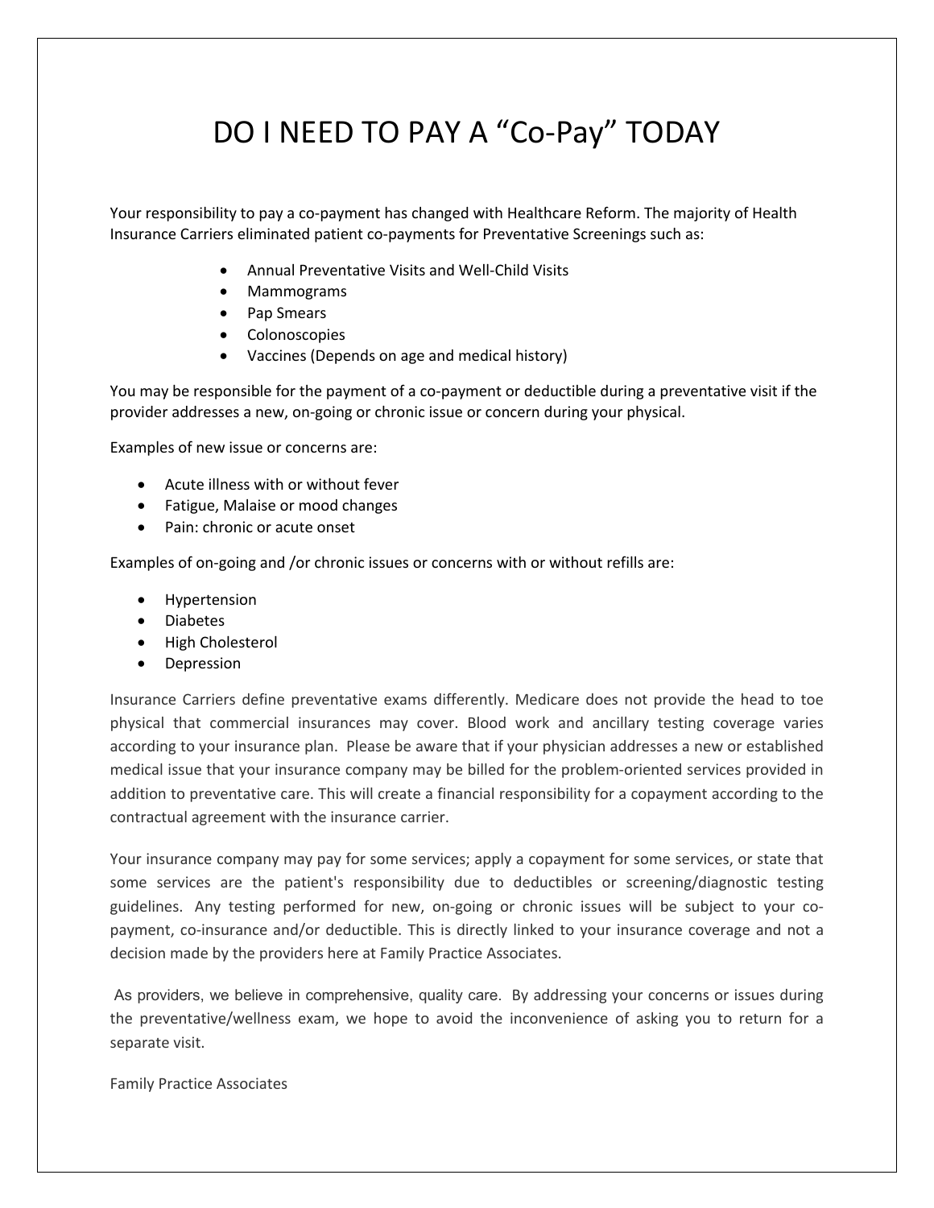# DO I NEED TO PAY A "Co-Pay" TODAY

Your responsibility to pay a co-payment has changed with Healthcare Reform. The majority of Health Insurance Carriers eliminated patient co-payments for Preventative Screenings such as:

- Annual Preventative Visits and Well-Child Visits
- Mammograms
- Pap Smears
- Colonoscopies
- Vaccines (Depends on age and medical history)

You may be responsible for the payment of a co-payment or deductible during a preventative visit if the provider addresses a new, on-going or chronic issue or concern during your physical.

Examples of new issue or concerns are:

- Acute illness with or without fever
- Fatigue, Malaise or mood changes
- Pain: chronic or acute onset

Examples of on-going and /or chronic issues or concerns with or without refills are:

- Hypertension
- Diabetes
- High Cholesterol
- Depression

Insurance Carriers define preventative exams differently. Medicare does not provide the head to toe physical that commercial insurances may cover. Blood work and ancillary testing coverage varies according to your insurance plan. Please be aware that if your physician addresses a new or established medical issue that your insurance company may be billed for the problem-oriented services provided in addition to preventative care. This will create a financial responsibility for a copayment according to the contractual agreement with the insurance carrier.

Your insurance company may pay for some services; apply a copayment for some services, or state that some services are the patient's responsibility due to deductibles or screening/diagnostic testing guidelines. Any testing performed for new, on-going or chronic issues will be subject to your co-payment, co-insurance and/or deductible. This is directly linked to your insurance coverage and not a decision made by the providers here at Family Practice Associates.

As providers, we believe in comprehensive, quality care. By addressing your concerns or issues during the preventative/wellness exam, we hope to avoid the inconvenience of asking you to return for a separate visit.

Family Practice Associates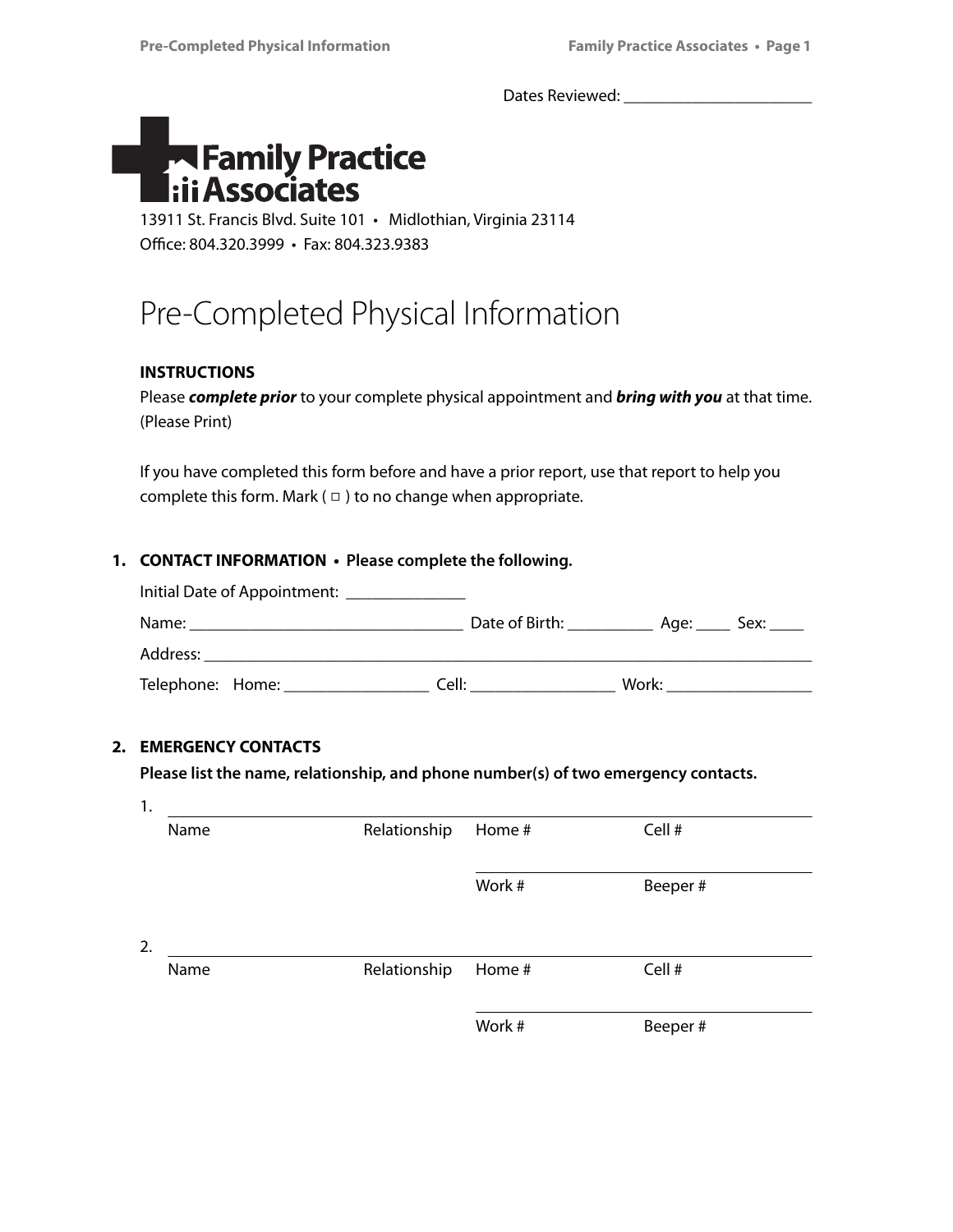Dates Reviewed: _______________________

**Family Practice Associates**

13911 St. Francis Blvd. Suite 101 • Midlothian, Virginia 23114
Office: 804.320.3999 • Fax: 804.323.9383

# Pre-Completed Physical Information

**INSTRUCTIONS**

Please ***complete prior*** to your complete physical appointment and ***bring with you*** at that time. (Please Print)

If you have completed this form before and have a prior report, use that report to help you complete this form. Mark ( ▫ ) to no change when appropriate.

**1. CONTACT INFORMATION • Please complete the following.**

Initial Date of Appointment: ______________

Name: _________________________________ Date of Birth: __________ Age: ____ Sex: ____

Address: ______________________________________________________________________

Telephone: Home: _________________ Cell: _________________ Work: _________________

**2. EMERGENCY CONTACTS**

**Please list the name, relationship, and phone number(s) of two emergency contacts.**

1. ______________________________________________________________________
Name | Relationship | Home # | Cell #

______________________________________
Work # | Beeper #

2. ______________________________________________________________________
Name | Relationship | Home # | Cell #

______________________________________
Work # | Beeper #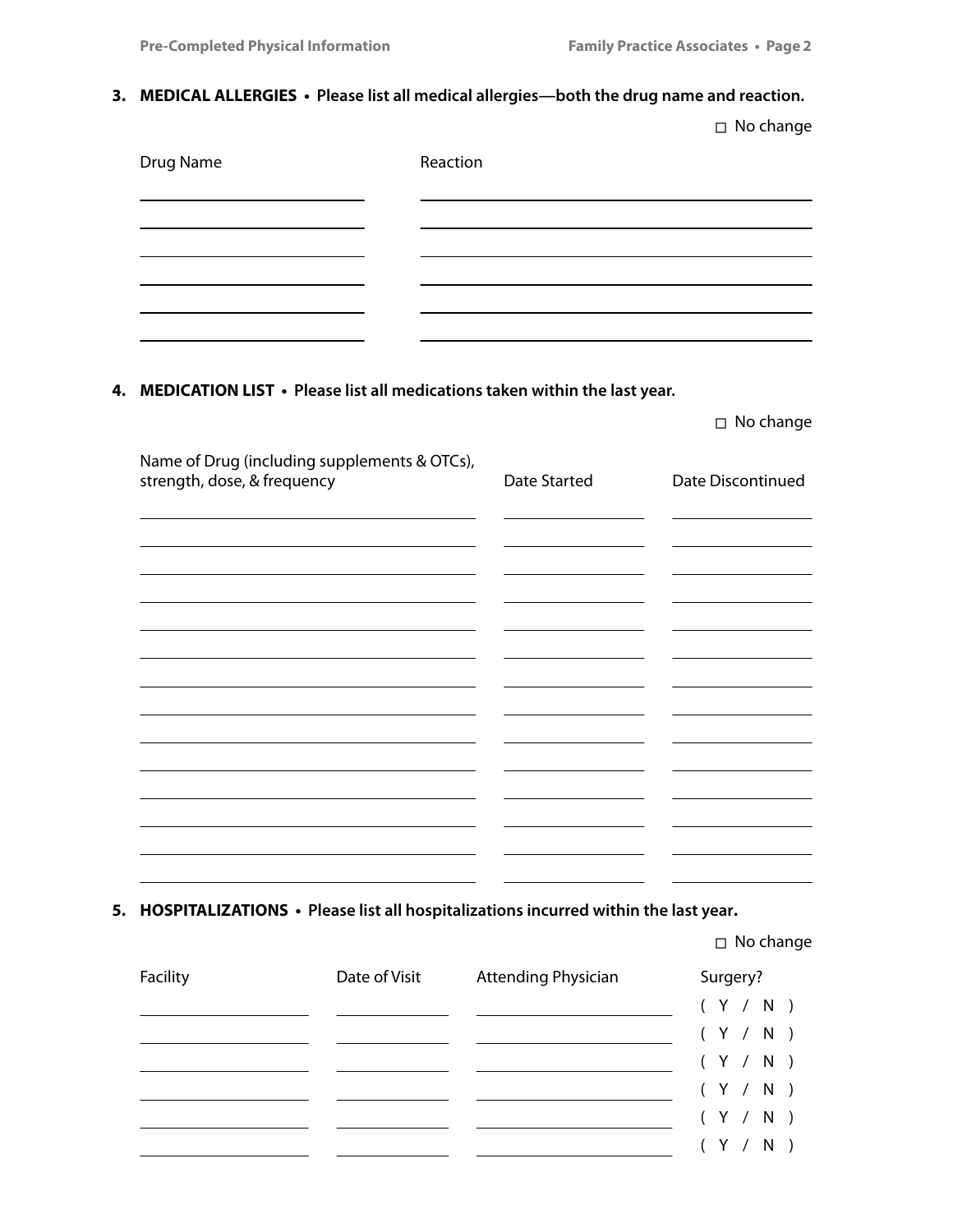### 3. MEDICAL ALLERGIES • Please list all medical allergies—both the drug name and reason.

☐ No change

| Drug Name | Reaction |
|---|---|
| | |
| | |
| | |
| | |
| | |
| | |

### 4. MEDICATION LIST • Please list all medications taken within the last year.

☐ No change

| Name of Drug (including supplements & OTCs), strength, dose, & frequency | Date Started | Date Discontinued |
|---|---|---|
| | | |
| | | |
| | | |
| | | |
| | | |
| | | |
| | | |
| | | |
| | | |
| | | |
| | | |
| | | |
| | | |
| | | |

### 5. HOSPITALIZATIONS • Please list all hospitalizations incurred within the last year.

☐ No change

| Facility | Date of Visit | Attending Physician | Surgery? |
|---|---|---|---|
| | | | ( Y / N ) |
| | | | ( Y / N ) |
| | | | ( Y / N ) |
| | | | ( Y / N ) |
| | | | ( Y / N ) |
| | | | ( Y / N ) |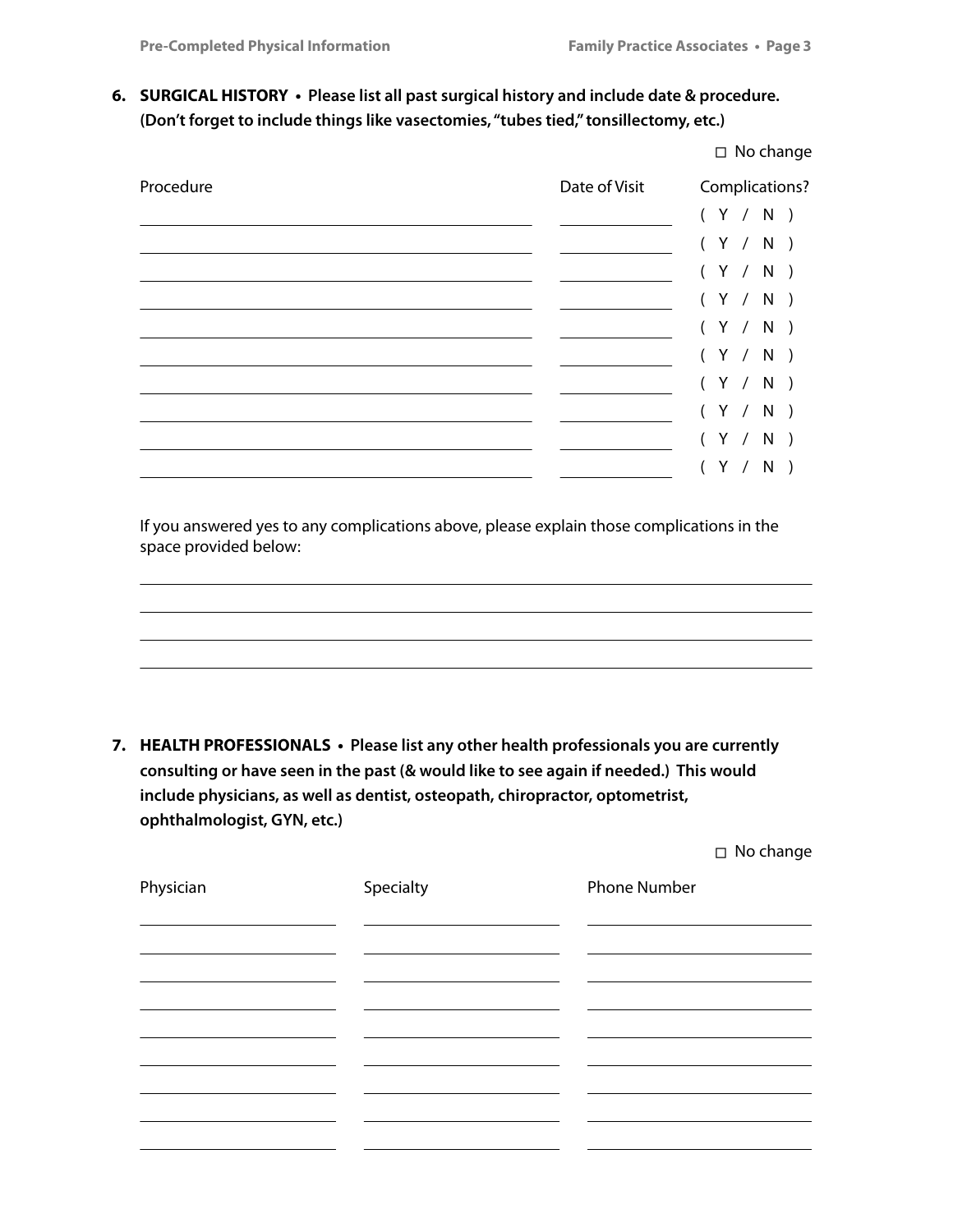**6. SURGICAL HISTORY • Please list all past surgical history and include date & procedure. (Don't forget to include things like vasectomies, "tubes tied," tonsillectomy, etc.)**

☐ No change

| Procedure | Date of Visit | Complications? |
|---|---|---|
| | | ( Y / N ) |
| | | ( Y / N ) |
| | | ( Y / N ) |
| | | ( Y / N ) |
| | | ( Y / N ) |
| | | ( Y / N ) |
| | | ( Y / N ) |
| | | ( Y / N ) |
| | | ( Y / N ) |
| | | ( Y / N ) |

If you answered yes to any complications above, please explain those complications in the space provided below:

______________________________________________________________________

______________________________________________________________________

______________________________________________________________________

______________________________________________________________________

**7. HEALTH PROFESSIONALS • Please list any other health professionals you are currently consulting or have seen in the past (& would like to see again if needed.) This would include physicians, as well as dentist, osteopath, chiropractor, optometrist, ophthalmologist, GYN, etc.)**

☐ No change

| Physician | Specialty | Phone Number |
|---|---|---|
| | | |
| | | |
| | | |
| | | |
| | | |
| | | |
| | | |
| | | |
| | | |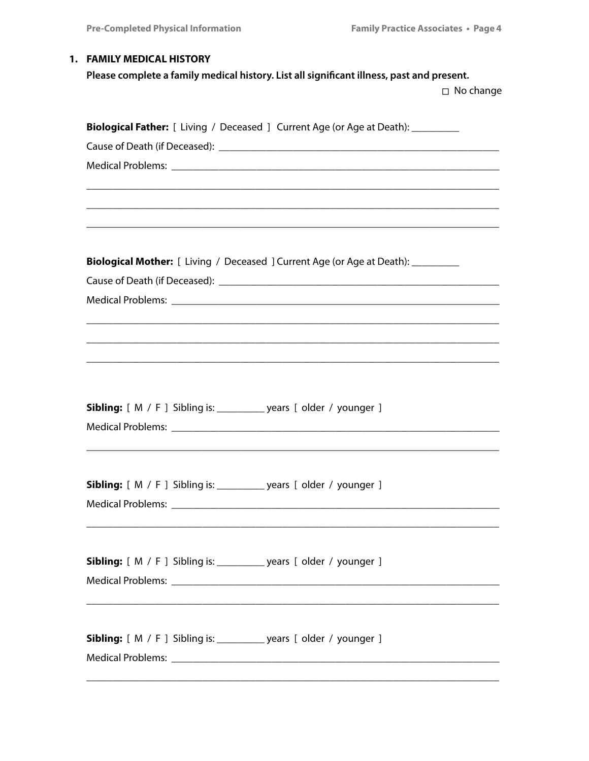## 1. FAMILY MEDICAL HISTORY

**Please complete a family medical history. List all significant illness, past and present.**

☐ No change

**Biological Father:** [ Living / Deceased ] Current Age (or Age at Death): _________

Cause of Death (if Deceased): ______________________________________________________

Medical Problems: ______________________________________________________________

________________________________________________________________________________

________________________________________________________________________________

________________________________________________________________________________

**Biological Mother:** [ Living / Deceased ] Current Age (or Age at Death): _________

Cause of Death (if Deceased): ______________________________________________________

Medical Problems: ______________________________________________________________

________________________________________________________________________________

________________________________________________________________________________

________________________________________________________________________________

**Sibling:** [ M / F ] Sibling is: _________ years [ older / younger ]

Medical Problems: ______________________________________________________________

________________________________________________________________________________

**Sibling:** [ M / F ] Sibling is: _________ years [ older / younger ]

Medical Problems: ______________________________________________________________

________________________________________________________________________________

**Sibling:** [ M / F ] Sibling is: _________ years [ older / younger ]

Medical Problems: ______________________________________________________________

________________________________________________________________________________

**Sibling:** [ M / F ] Sibling is: _________ years [ older / younger ]

Medical Problems: ______________________________________________________________

________________________________________________________________________________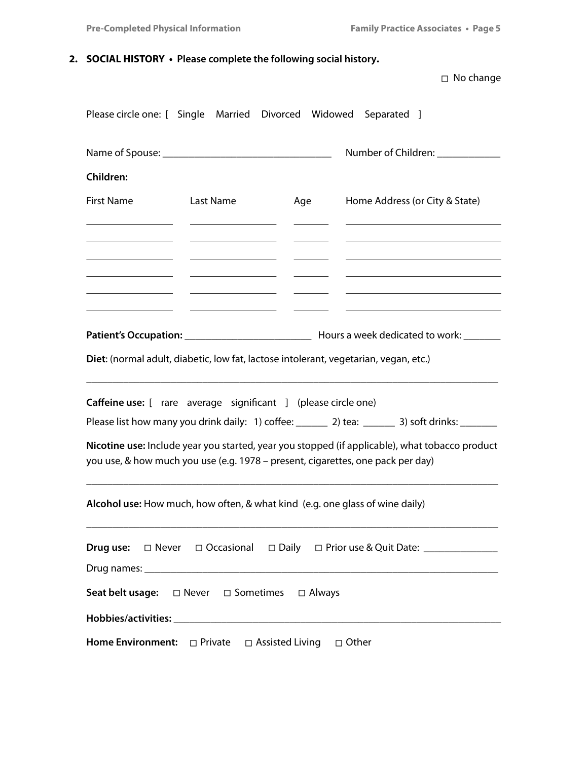## 2. SOCIAL HISTORY • Please complete the following social history.

☐ No change

Please circle one: [ Single Married Divorced Widowed Separated ]

Name of Spouse: _________________________________ Number of Children: ____________

**Children:**

| First Name | Last Name | Age | Home Address (or City & State) |
|---|---|---|---|
| | | | |
| | | | |
| | | | |
| | | | |
| | | | |
| | | | |

**Patient's Occupation:** ________________________ Hours a week dedicated to work: _______

**Diet**: (normal adult, diabetic, low fat, lactose intolerant, vegetarian, vegan, etc.)

_______________________________________________________________________________

**Caffeine use:** [ rare average significant ] (please circle one)

Please list how many you drink daily: 1) coffee: ______ 2) tea: ______ 3) soft drinks: _______

**Nicotine use:** Include year you started, year you stopped (if applicable), what tobacco product you use, & how much you use (e.g. 1978 – present, cigarettes, one pack per day)

_______________________________________________________________________________

**Alcohol use:** How much, how often, & what kind (e.g. one glass of wine daily)

_______________________________________________________________________________

**Drug use:** ☐ Never ☐ Occasional ☐ Daily ☐ Prior use & Quit Date: ______________

Drug names: ____________________________________________________________________

**Seat belt usage:** ☐ Never ☐ Sometimes ☐ Always

**Hobbies/activities:** _________________________________________________________________

**Home Environment:** ☐ Private ☐ Assisted Living ☐ Other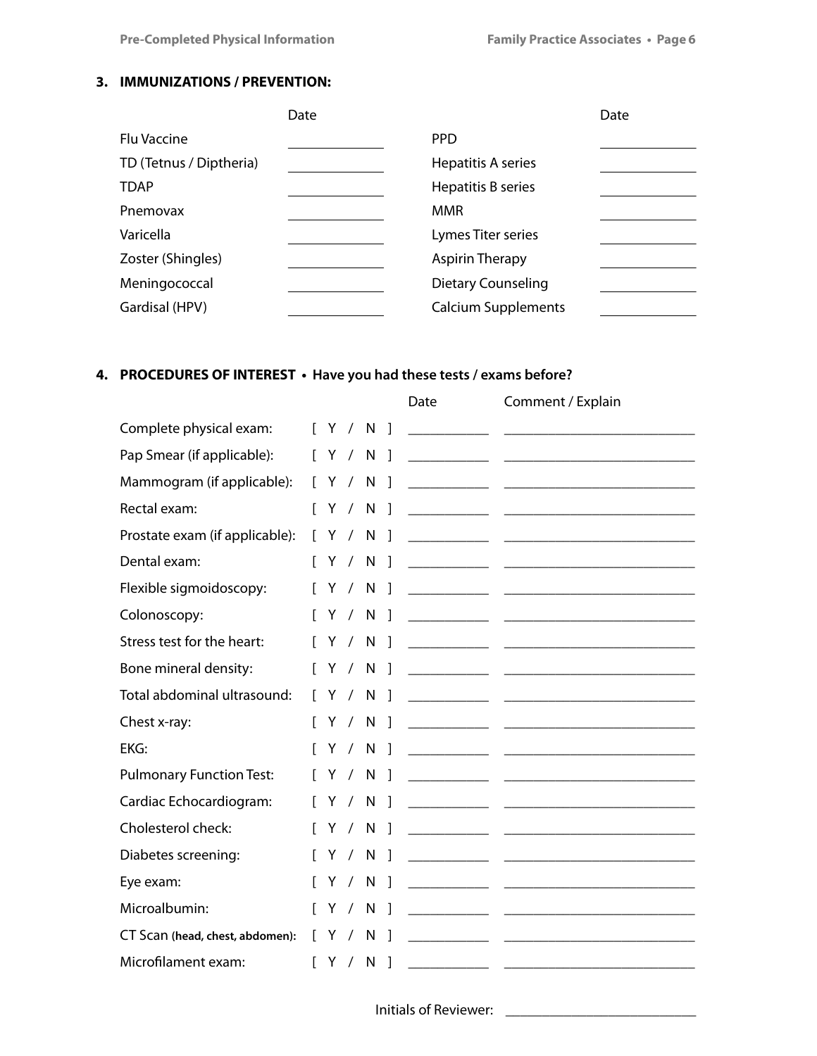## 3. IMMUNIZATIONS / PREVENTION:

| | Date | | Date |
|---|---|---|---|
| Flu Vaccine | | PPD | |
| TD (Tetnus / Diptheria) | | Hepatitis A series | |
| TDAP | | Hepatitis B series | |
| Pnemovax | | MMR | |
| Varicella | | Lymes Titer series | |
| Zoster (Shingles) | | Aspirin Therapy | |
| Meningococcal | | Dietary Counseling | |
| Gardisal (HPV) | | Calcium Supplements | |

## 4. PROCEDURES OF INTEREST • Have you had these tests / exams before?

| | | Date | Comment / Explain |
|---|---|---|---|
| Complete physical exam: | [ Y / N ] | | |
| Pap Smear (if applicable): | [ Y / N ] | | |
| Mammogram (if applicable): | [ Y / N ] | | |
| Rectal exam: | [ Y / N ] | | |
| Prostate exam (if applicable): | [ Y / N ] | | |
| Dental exam: | [ Y / N ] | | |
| Flexible sigmoidoscopy: | [ Y / N ] | | |
| Colonoscopy: | [ Y / N ] | | |
| Stress test for the heart: | [ Y / N ] | | |
| Bone mineral density: | [ Y / N ] | | |
| Total abdominal ultrasound: | [ Y / N ] | | |
| Chest x-ray: | [ Y / N ] | | |
| EKG: | [ Y / N ] | | |
| Pulmonary Function Test: | [ Y / N ] | | |
| Cardiac Echocardiogram: | [ Y / N ] | | |
| Cholesterol check: | [ Y / N ] | | |
| Diabetes screening: | [ Y / N ] | | |
| Eye exam: | [ Y / N ] | | |
| Microalbumin: | [ Y / N ] | | |
| CT Scan **(head, chest, abdomen)**: | [ Y / N ] | | |
| Microfilament exam: | [ Y / N ] | | |

Initials of Reviewer: ___________________________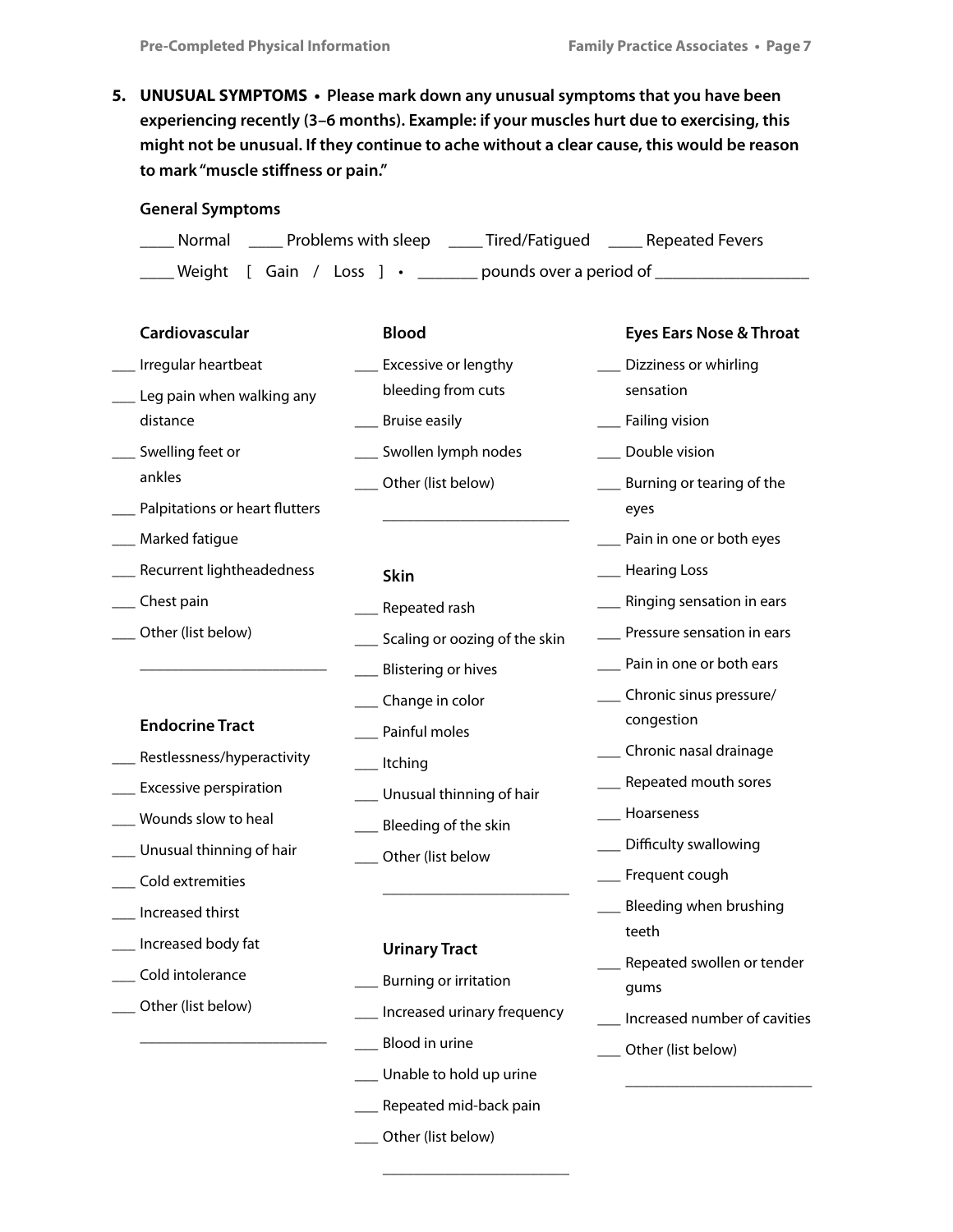**5. UNUSUAL SYMPTOMS • Please mark down any unusual symptoms that you have been experiencing recently (3–6 months). Example: if your muscles hurt due to exercising, this might not be unusual. If they continue to ache without a clear cause, this would be reason to mark "muscle stiffness or pain."**

**General Symptoms**

____ Normal ____ Problems with sleep ____ Tired/Fatigued ____ Repeated Fevers

____ Weight [ Gain / Loss ] • _______ pounds over a period of __________________

**Cardiovascular**

___ Irregular heartbeat

___ Leg pain when walking any distance

___ Swelling feet or ankles

___ Palpitations or heart flutters

___ Marked fatigue

___ Recurrent lightheadedness

___ Chest pain

___ Other (list below)

_______________________

**Endocrine Tract**

___ Restlessness/hyperactivity

___ Excessive perspiration

___ Wounds slow to heal

___ Unusual thinning of hair

___ Cold extremities

___ Increased thirst

___ Increased body fat

___ Cold intolerance

___ Other (list below)

_______________________

**Blood**

___ Excessive or lengthy bleeding from cuts

___ Bruise easily

___ Swollen lymph nodes

___ Other (list below)

_______________________

**Skin**

___ Repeated rash

___ Scaling or oozing of the skin

___ Blistering or hives

___ Change in color

___ Painful moles

___ Itching

___ Unusual thinning of hair

___ Bleeding of the skin

___ Other (list below

_______________________

**Urinary Tract**

___ Burning or irritation

___ Increased urinary frequency

___ Blood in urine

___ Unable to hold up urine

___ Repeated mid-back pain

___ Other (list below)

_______________________

**Eyes Ears Nose & Throat**

___ Dizziness or whirling sensation

___ Failing vision

___ Double vision

___ Burning or tearing of the eyes

___ Pain in one or both eyes

___ Hearing Loss

___ Ringing sensation in ears

___ Pressure sensation in ears

___ Pain in one or both ears

___ Chronic sinus pressure/congestion

___ Chronic nasal drainage

___ Repeated mouth sores

___ Hoarseness

___ Difficulty swallowing

___ Frequent cough

___ Bleeding when brushing teeth

___ Repeated swollen or tender gums

___ Increased number of cavities

___ Other (list below)

_______________________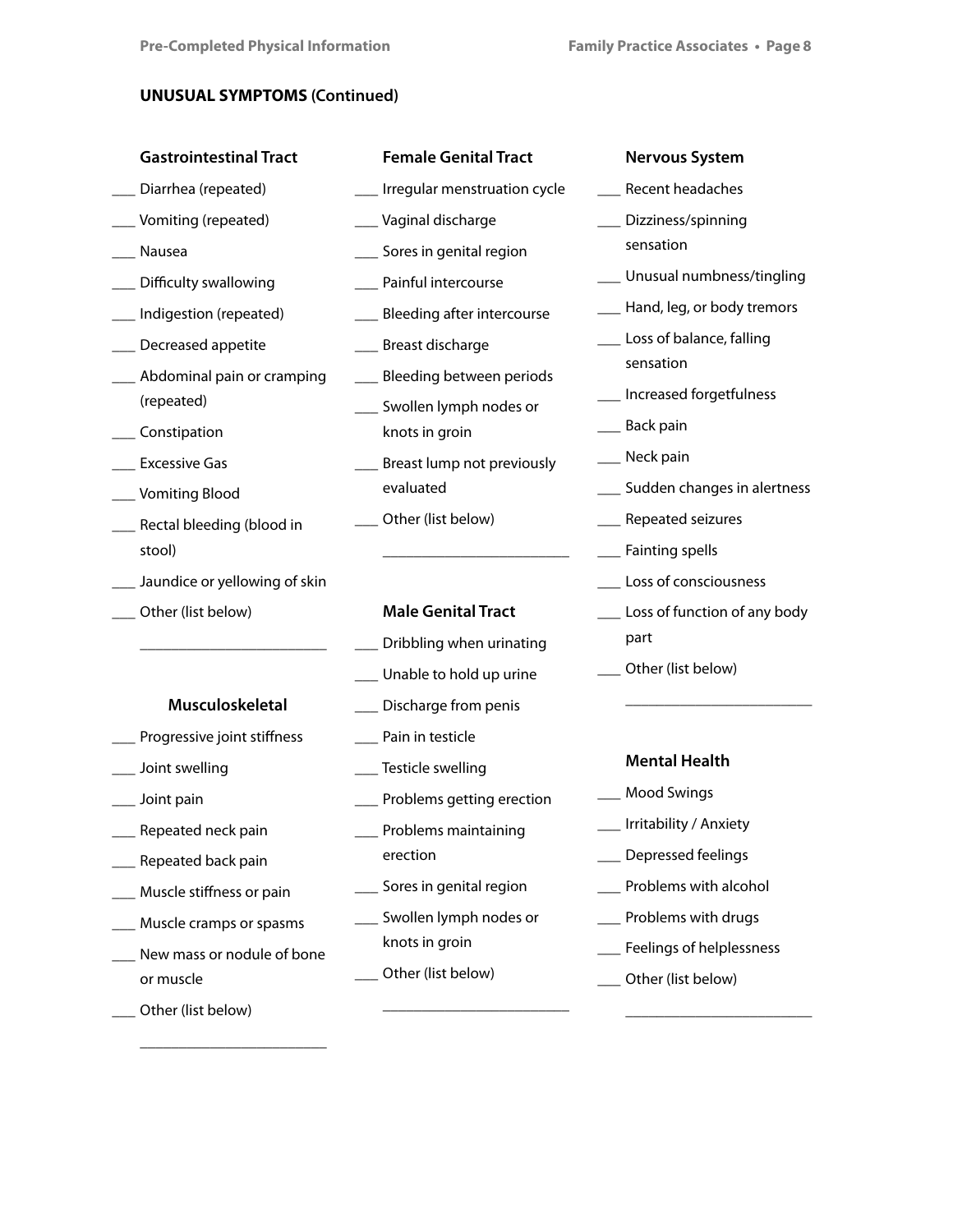## UNUSUAL SYMPTOMS (Continued)

### Gastrointestinal Tract

___ Diarrhea (repeated)
___ Vomiting (repeated)
___ Nausea
___ Difficulty swallowing
___ Indigestion (repeated)
___ Decreased appetite
___ Abdominal pain or cramping (repeated)
___ Constipation
___ Excessive Gas
___ Vomiting Blood
___ Rectal bleeding (blood in stool)
___ Jaundice or yellowing of skin
___ Other (list below)

________________________

### Musculoskeletal

___ Progressive joint stiffness
___ Joint swelling
___ Joint pain
___ Repeated neck pain
___ Repeated back pain
___ Muscle stiffness or pain
___ Muscle cramps or spasms
___ New mass or nodule of bone or muscle
___ Other (list below)

________________________

### Female Genital Tract

___ Irregular menstruation cycle
___ Vaginal discharge
___ Sores in genital region
___ Painful intercourse
___ Bleeding after intercourse
___ Breast discharge
___ Bleeding between periods
___ Swollen lymph nodes or knots in groin
___ Breast lump not previously evaluated
___ Other (list below)

________________________

### Male Genital Tract

___ Dribbling when urinating
___ Unable to hold up urine
___ Discharge from penis
___ Pain in testicle
___ Testicle swelling
___ Problems getting erection
___ Problems maintaining erection
___ Sores in genital region
___ Swollen lymph nodes or knots in groin
___ Other (list below)

________________________

### Nervous System

___ Recent headaches
___ Dizziness/spinning sensation
___ Unusual numbness/tingling
___ Hand, leg, or body tremors
___ Loss of balance, falling sensation
___ Increased forgetfulness
___ Back pain
___ Neck pain
___ Sudden changes in alertness
___ Repeated seizures
___ Fainting spells
___ Loss of consciousness
___ Loss of function of any body part
___ Other (list below)

________________________

### Mental Health

___ Mood Swings
___ Irritability / Anxiety
___ Depressed feelings
___ Problems with alcohol
___ Problems with drugs
___ Feelings of helplessness
___ Other (list below)

________________________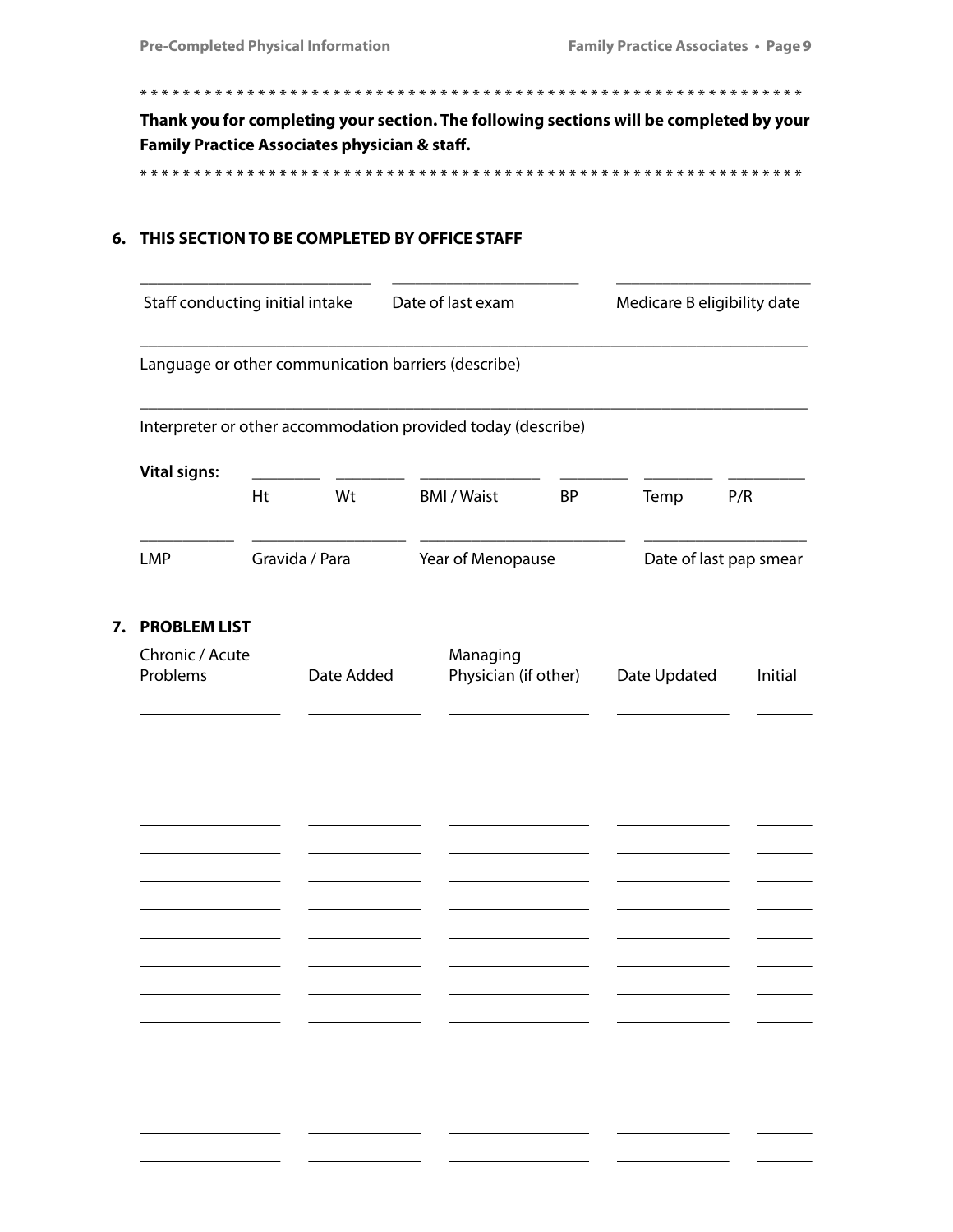\* \* \* \* \* \* \* \* \* \* \* \* \* \* \* \* \* \* \* \* \* \* \* \* \* \* \* \* \* \* \* \* \* \* \* \* \* \* \* \* \* \* \* \* \* \* \* \* \* \* \* \* \* \* \* \* \* \* \* \* \* \*

**Thank you for completing your section. The following sections will be completed by your Family Practice Associates physician & staff.**

\* \* \* \* \* \* \* \* \* \* \* \* \* \* \* \* \* \* \* \* \* \* \* \* \* \* \* \* \* \* \* \* \* \* \* \* \* \* \* \* \* \* \* \* \* \* \* \* \* \* \* \* \* \* \* \* \* \* \* \* \* \*

## 6. THIS SECTION TO BE COMPLETED BY OFFICE STAFF

____________________________ Staff conducting initial intake

______________________ Date of last exam

_______________________ Medicare B eligibility date

________________________________________________________________________________

Language or other communication barriers (describe)

________________________________________________________________________________

Interpreter or other accommodation provided today (describe)

**Vital signs:**

| Ht | Wt | BMI / Waist | BP | Temp | P/R |
|---|---|---|---|---|---|
| | | | | | |

| LMP | Gravida / Para | Year of Menopause | Date of last pap smear |
|---|---|---|---|
| | | | |

## 7. PROBLEM LIST

| Chronic / Acute Problems | Date Added | Managing Physician (if other) | Date Updated | Initial |
|---|---|---|---|---|
| | | | | |
| | | | | |
| | | | | |
| | | | | |
| | | | | |
| | | | | |
| | | | | |
| | | | | |
| | | | | |
| | | | | |
| | | | | |
| | | | | |
| | | | | |
| | | | | |
| | | | | |
| | | | | |
| | | | | |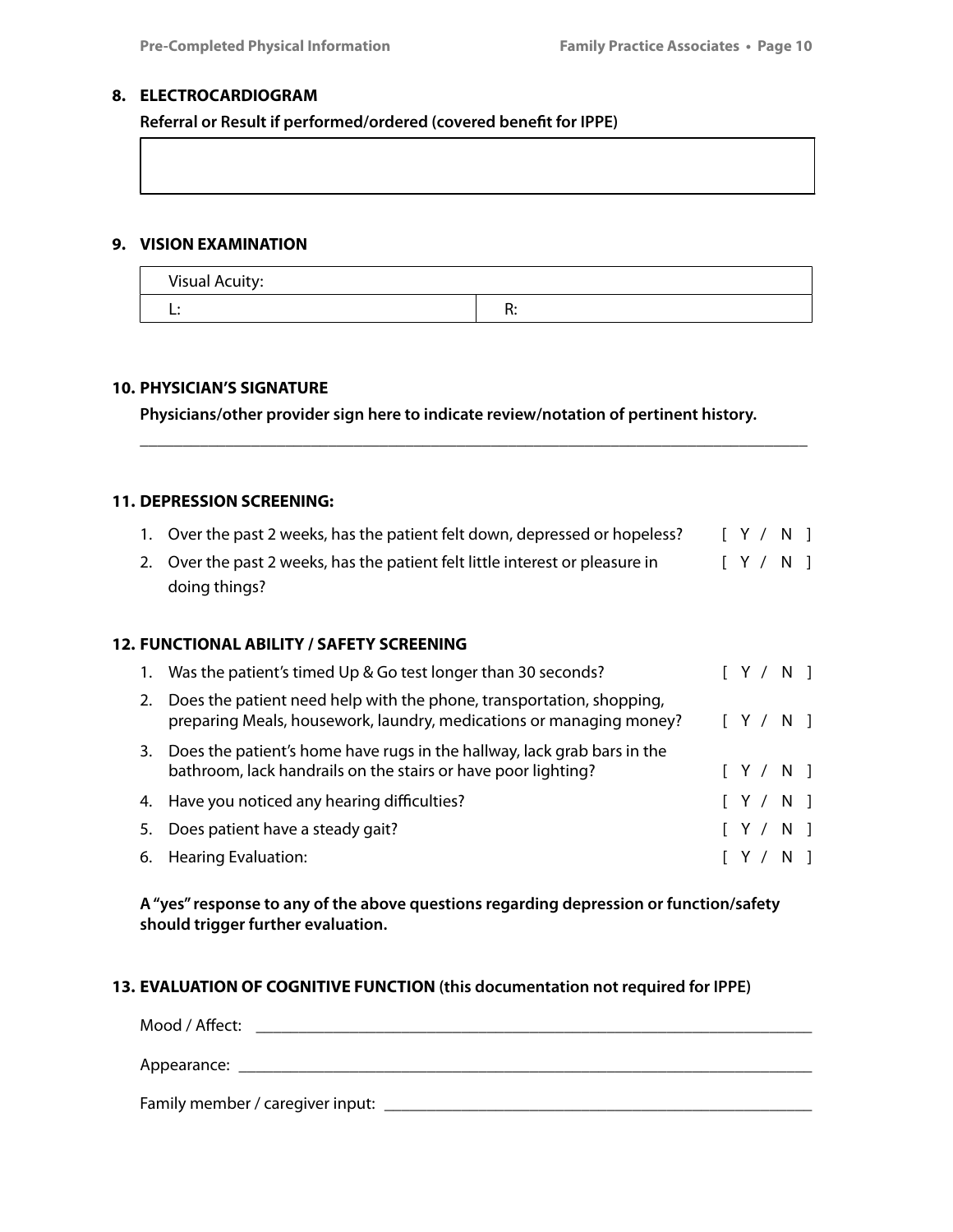## 8. ELECTROCARDIOGRAM

**Referral or Result if performed/ordered (covered benefit for IPPE)**

| |
|---|
| |

## 9. VISION EXAMINATION

| Visual Acuity: | |
|---|---|
| L: | R: |

## 10. PHYSICIAN'S SIGNATURE

**Physicians/other provider sign here to indicate review/notation of pertinent history.**

\_\_\_\_\_\_\_\_\_\_\_\_\_\_\_\_\_\_\_\_\_\_\_\_\_\_\_\_\_\_\_\_\_\_\_\_\_\_\_\_\_\_\_\_\_\_\_\_\_\_\_\_\_\_\_\_\_\_\_\_\_\_\_\_\_\_\_\_\_\_\_\_\_\_\_\_

## 11. DEPRESSION SCREENING:

1. Over the past 2 weeks, has the patient felt down, depressed or hopeless? [ Y / N ]
2. Over the past 2 weeks, has the patient felt little interest or pleasure in doing things? [ Y / N ]

## 12. FUNCTIONAL ABILITY / SAFETY SCREENING

1. Was the patient's timed Up & Go test longer than 30 seconds? [ Y / N ]
2. Does the patient need help with the phone, transportation, shopping, preparing Meals, housework, laundry, medications or managing money? [ Y / N ]
3. Does the patient's home have rugs in the hallway, lack grab bars in the bathroom, lack handrails on the stairs or have poor lighting? [ Y / N ]
4. Have you noticed any hearing difficulties? [ Y / N ]
5. Does patient have a steady gait? [ Y / N ]
6. Hearing Evaluation: [ Y / N ]

**A "yes" response to any of the above questions regarding depression or function/safety should trigger further evaluation.**

## 13. EVALUATION OF COGNITIVE FUNCTION (this documentation not required for IPPE)

Mood / Affect: \_\_\_\_\_\_\_\_\_\_\_\_\_\_\_\_\_\_\_\_\_\_\_\_\_\_\_\_\_\_\_\_\_\_\_\_\_\_\_\_\_\_\_\_\_\_\_\_\_\_\_\_\_\_\_\_\_\_\_\_

Appearance: \_\_\_\_\_\_\_\_\_\_\_\_\_\_\_\_\_\_\_\_\_\_\_\_\_\_\_\_\_\_\_\_\_\_\_\_\_\_\_\_\_\_\_\_\_\_\_\_\_\_\_\_\_\_\_\_\_\_\_\_\_\_

Family member / caregiver input: \_\_\_\_\_\_\_\_\_\_\_\_\_\_\_\_\_\_\_\_\_\_\_\_\_\_\_\_\_\_\_\_\_\_\_\_\_\_\_\_\_\_\_\_\_\_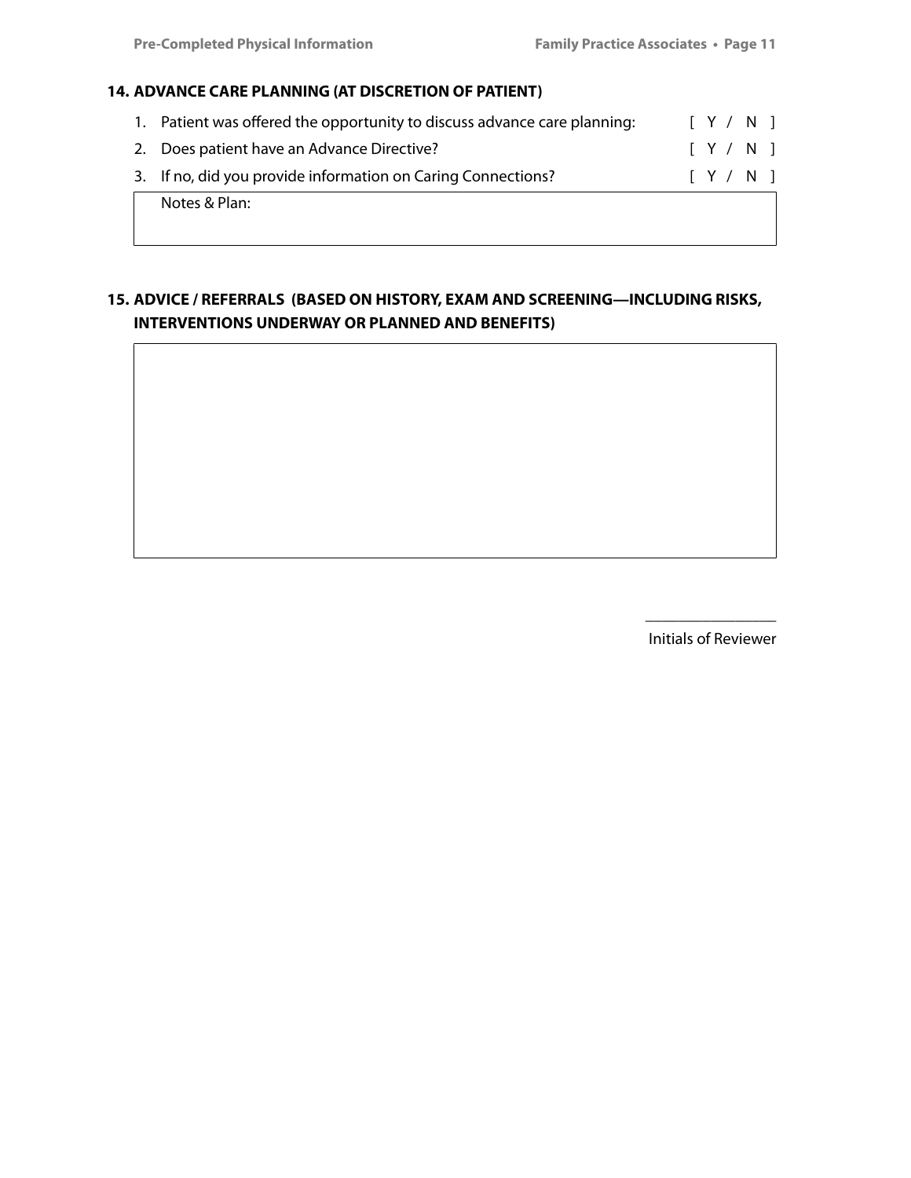## 14. ADVANCE CARE PLANNING (AT DISCRETION OF PATIENT)

1. Patient was offered the opportunity to discuss advance care planning: [ Y / N ]
2. Does patient have an Advance Directive? [ Y / N ]
3. If no, did you provide information on Caring Connections? [ Y / N ]

Notes & Plan:

## 15. ADVICE / REFERRALS (BASED ON HISTORY, EXAM AND SCREENING—INCLUDING RISKS, INTERVENTIONS UNDERWAY OR PLANNED AND BENEFITS)

\_\_\_\_\_\_\_\_\_\_\_\_\_\_\_\_

Initials of Reviewer